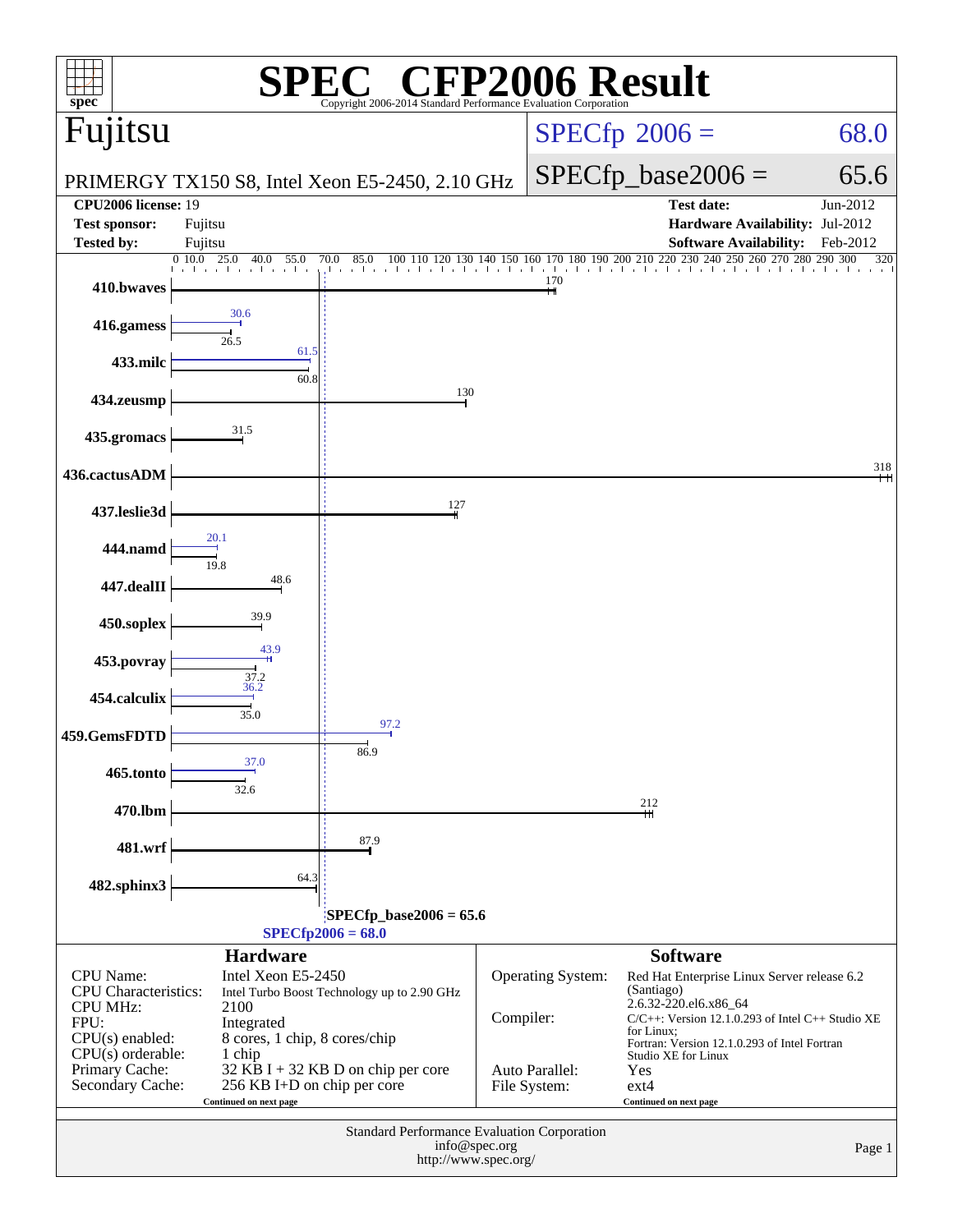# SPEC® CFP2006 Result

Copyright 2006-2014 Standard Performance Evaluation Corporation

## Fujitsu

PRIMERGY TX150 S8, Intel Xeon E5-2450, 2.10 GHz

SPECfp 2006 = 68.0

SPECfp_base2006 = 65.6

| | | | |
|---|---|---|---|
| **CPU2006 license:** 19 | | **Test date:** | Jun-2012 |
| **Test sponsor:** | Fujitsu | **Hardware Availability:** | Jul-2012 |
| **Tested by:** | Fujitsu | **Software Availability:** | Feb-2012 |

| Benchmark | Peak | Base |
|---|---|---|
| 410.bwaves | | 170 |
| 416.gamess | 30.6 | 26.5 |
| 433.milc | 61.5 | 60.8 |
| 434.zeusmp | | 130 |
| 435.gromacs | | 31.5 |
| 436.cactusADM | | 318 |
| 437.leslie3d | | 127 |
| 444.namd | 20.1 | 19.8 |
| 447.dealII | | 48.6 |
| 450.soplex | | 39.9 |
| 453.povray | 43.9 | 37.2 |
| 454.calculix | 36.2 | 35.0 |
| 459.GemsFDTD | 97.2 | 86.9 |
| 465.tonto | 37.0 | 32.6 |
| 470.lbm | | 212 |
| 481.wrf | | 87.9 |
| 482.sphinx3 | | 64.3 |

SPECfp_base2006 = 65.6

SPECfp2006 = 68.0

### Hardware

| | |
|---|---|
| CPU Name: | Intel Xeon E5-2450 |
| CPU Characteristics: | Intel Turbo Boost Technology up to 2.90 GHz |
| CPU MHz: | 2100 |
| FPU: | Integrated |
| CPU(s) enabled: | 8 cores, 1 chip, 8 cores/chip |
| CPU(s) orderable: | 1 chip |
| Primary Cache: | 32 KB I + 32 KB D on chip per core |
| Secondary Cache: | 256 KB I+D on chip per core |

Continued on next page

### Software

| | |
|---|---|
| Operating System: | Red Hat Enterprise Linux Server release 6.2 (Santiago) 2.6.32-220.el6.x86_64 |
| Compiler: | C/C++: Version 12.1.0.293 of Intel C++ Studio XE for Linux; Fortran: Version 12.1.0.293 of Intel Fortran Studio XE for Linux |
| Auto Parallel: | Yes |
| File System: | ext4 |

Continued on next page

Standard Performance Evaluation Corporation
info@spec.org
http://www.spec.org/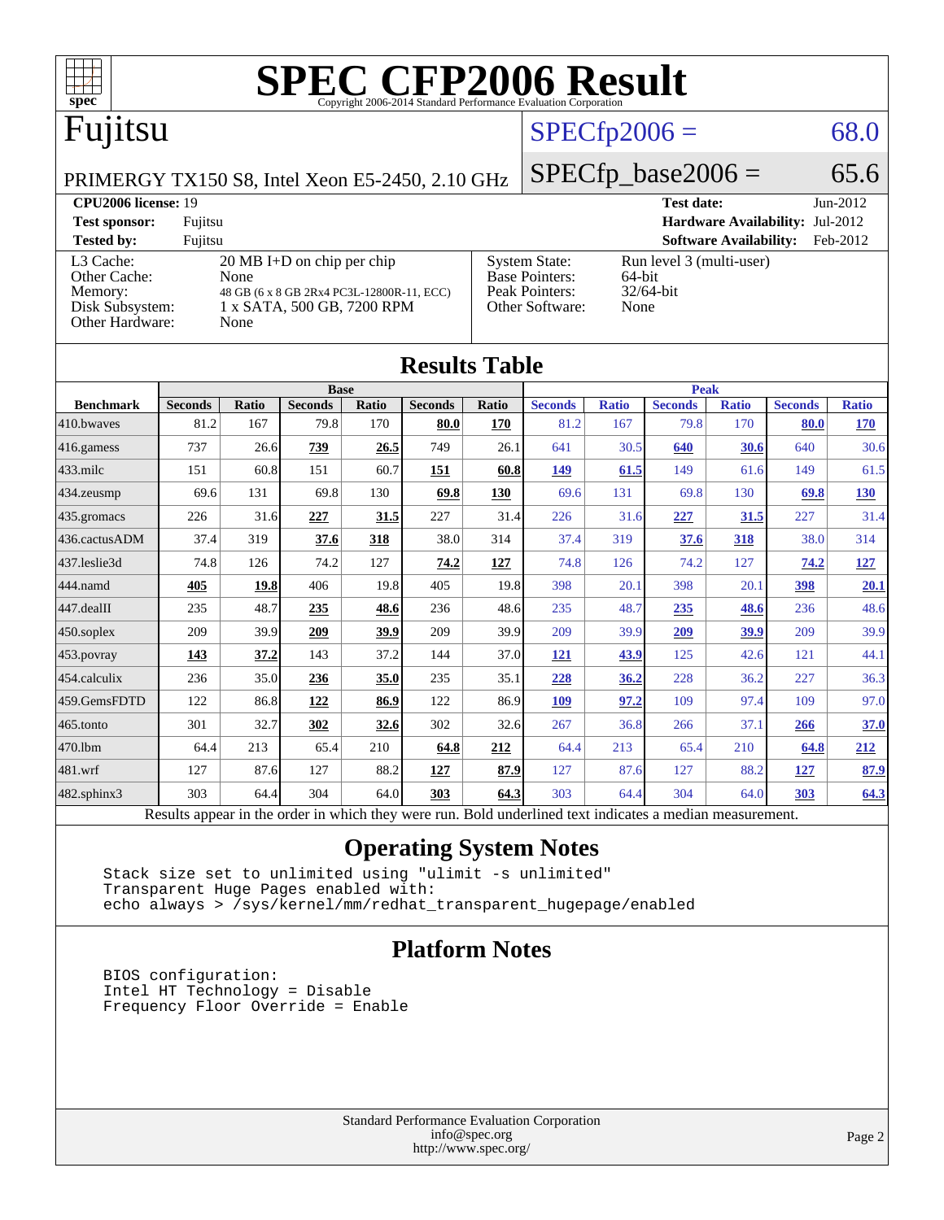# SPEC CFP2006 Result

Copyright 2006-2014 Standard Performance Evaluation Corporation

## Fujitsu

PRIMERGY TX150 S8, Intel Xeon E5-2450, 2.10 GHz

SPECfp2006 = 68.0

SPECfp_base2006 = 65.6

| | | | |
|---|---|---|---|
| **CPU2006 license:** 19 | | **Test date:** | Jun-2012 |
| **Test sponsor:** | Fujitsu | **Hardware Availability:** | Jul-2012 |
| **Tested by:** | Fujitsu | **Software Availability:** | Feb-2012 |

| | | | |
|---|---|---|---|
| L3 Cache: | 20 MB I+D on chip per chip | System State: | Run level 3 (multi-user) |
| Other Cache: | None | Base Pointers: | 64-bit |
| Memory: | 48 GB (6 x 8 GB 2Rx4 PC3L-12800R-11, ECC) | Peak Pointers: | 32/64-bit |
| Disk Subsystem: | 1 x SATA, 500 GB, 7200 RPM | Other Software: | None |
| Other Hardware: | None | | |

## Results Table

| | Base | | | | | | Peak | | | | | |
|---|---|---|---|---|---|---|---|---|---|---|---|---|
| **Benchmark** | **Seconds** | **Ratio** | **Seconds** | **Ratio** | **Seconds** | **Ratio** | **Seconds** | **Ratio** | **Seconds** | **Ratio** | **Seconds** | **Ratio** |
| 410.bwaves | 81.2 | 167 | 79.8 | 170 | **80.0** | **170** | 81.2 | 167 | 79.8 | 170 | **80.0** | **170** |
| 416.gamess | 737 | 26.6 | **739** | **26.5** | 749 | 26.1 | 641 | 30.5 | **640** | **30.6** | 640 | 30.6 |
| 433.milc | 151 | 60.8 | 151 | 60.7 | **151** | **60.8** | **149** | **61.5** | 149 | 61.6 | 149 | 61.5 |
| 434.zeusmp | 69.6 | 131 | 69.8 | 130 | **69.8** | **130** | 69.6 | 131 | 69.8 | 130 | **69.8** | **130** |
| 435.gromacs | 226 | 31.6 | **227** | **31.5** | 227 | 31.4 | 226 | 31.6 | **227** | **31.5** | 227 | 31.4 |
| 436.cactusADM | 37.4 | 319 | **37.6** | **318** | 38.0 | 314 | 37.4 | 319 | **37.6** | **318** | 38.0 | 314 |
| 437.leslie3d | 74.8 | 126 | 74.2 | 127 | **74.2** | **127** | 74.8 | 126 | 74.2 | 127 | **74.2** | **127** |
| 444.namd | **405** | **19.8** | 406 | 19.8 | 405 | 19.8 | 398 | 20.1 | 398 | 20.1 | **398** | **20.1** |
| 447.dealII | 235 | 48.7 | **235** | **48.6** | 236 | 48.6 | 235 | 48.7 | **235** | **48.6** | 236 | 48.6 |
| 450.soplex | 209 | 39.9 | **209** | **39.9** | 209 | 39.9 | 209 | 39.9 | **209** | **39.9** | 209 | 39.9 |
| 453.povray | **143** | **37.2** | 143 | 37.2 | 144 | 37.0 | **121** | **43.9** | 125 | 42.6 | 121 | 44.1 |
| 454.calculix | 236 | 35.0 | **236** | **35.0** | 235 | 35.1 | **228** | **36.2** | 228 | 36.2 | 227 | 36.3 |
| 459.GemsFDTD | 122 | 86.8 | **122** | **86.9** | 122 | 86.9 | **109** | **97.2** | 109 | 97.4 | 109 | 97.0 |
| 465.tonto | 301 | 32.7 | **302** | **32.6** | 302 | 32.6 | 267 | 36.8 | 266 | 37.1 | **266** | **37.0** |
| 470.lbm | 64.4 | 213 | 65.4 | 210 | **64.8** | **212** | 64.4 | 213 | 65.4 | 210 | **64.8** | **212** |
| 481.wrf | 127 | 87.6 | 127 | 88.2 | **127** | **87.9** | 127 | 87.6 | 127 | 88.2 | **127** | **87.9** |
| 482.sphinx3 | 303 | 64.4 | 304 | 64.0 | **303** | **64.3** | 303 | 64.4 | 304 | 64.0 | **303** | **64.3** |

Results appear in the order in which they were run. Bold underlined text indicates a median measurement.

## Operating System Notes

```
Stack size set to unlimited using "ulimit -s unlimited"
Transparent Huge Pages enabled with:
echo always > /sys/kernel/mm/redhat_transparent_hugepage/enabled
```

## Platform Notes

```
BIOS configuration:
Intel HT Technology = Disable
Frequency Floor Override = Enable
```

Standard Performance Evaluation Corporation
info@spec.org
http://www.spec.org/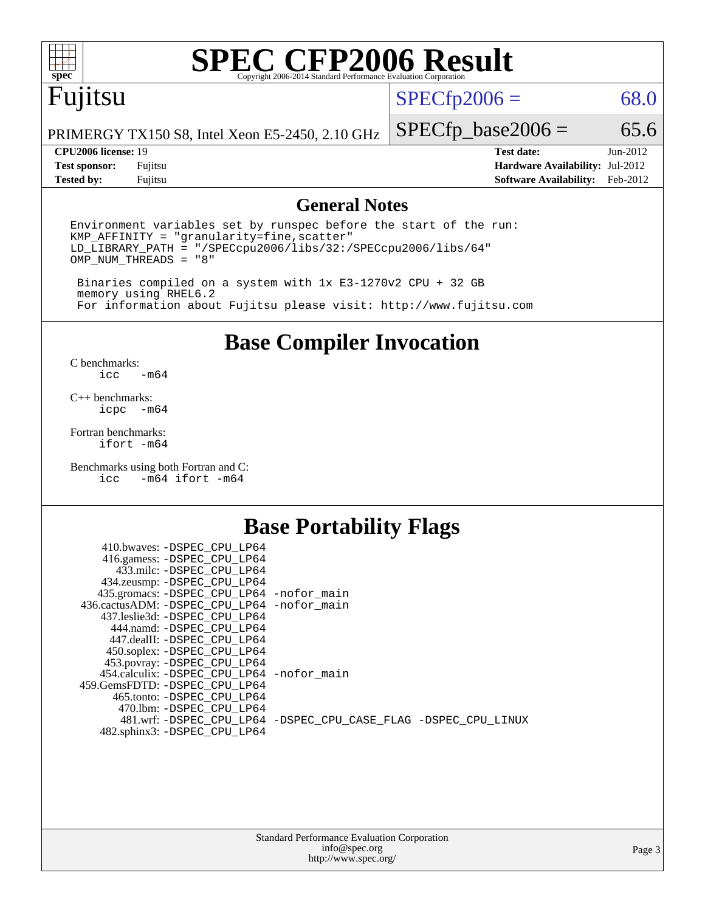# SPEC CFP2006 Result

Copyright 2006-2014 Standard Performance Evaluation Corporation

**Fujitsu**

PRIMERGY TX150 S8, Intel Xeon E5-2450, 2.10 GHz

SPECfp2006 = 68.0

SPECfp_base2006 = 65.6

| | | | |
|---|---|---|---|
| **CPU2006 license:** 19 | | **Test date:** | Jun-2012 |
| **Test sponsor:** | Fujitsu | **Hardware Availability:** | Jul-2012 |
| **Tested by:** | Fujitsu | **Software Availability:** | Feb-2012 |

## General Notes

```
Environment variables set by runspec before the start of the run:
KMP_AFFINITY = "granularity=fine,scatter"
LD_LIBRARY_PATH = "/SPECcpu2006/libs/32:/SPECcpu2006/libs/64"
OMP_NUM_THREADS = "8"

 Binaries compiled on a system with 1x E3-1270v2 CPU + 32 GB
 memory using RHEL6.2
 For information about Fujitsu please visit: http://www.fujitsu.com
```

## Base Compiler Invocation

C benchmarks:
```
icc   -m64
```

C++ benchmarks:
```
icpc  -m64
```

Fortran benchmarks:
```
ifort -m64
```

Benchmarks using both Fortran and C:
```
icc   -m64 ifort -m64
```

## Base Portability Flags

```
   410.bwaves: -DSPEC_CPU_LP64
   416.gamess: -DSPEC_CPU_LP64
     433.milc: -DSPEC_CPU_LP64
   434.zeusmp: -DSPEC_CPU_LP64
  435.gromacs: -DSPEC_CPU_LP64 -nofor_main
 436.cactusADM: -DSPEC_CPU_LP64 -nofor_main
  437.leslie3d: -DSPEC_CPU_LP64
     444.namd: -DSPEC_CPU_LP64
   447.dealII: -DSPEC_CPU_LP64
   450.soplex: -DSPEC_CPU_LP64
   453.povray: -DSPEC_CPU_LP64
  454.calculix: -DSPEC_CPU_LP64 -nofor_main
 459.GemsFDTD: -DSPEC_CPU_LP64
    465.tonto: -DSPEC_CPU_LP64
      470.lbm: -DSPEC_CPU_LP64
      481.wrf: -DSPEC_CPU_LP64 -DSPEC_CPU_CASE_FLAG -DSPEC_CPU_LINUX
  482.sphinx3: -DSPEC_CPU_LP64
```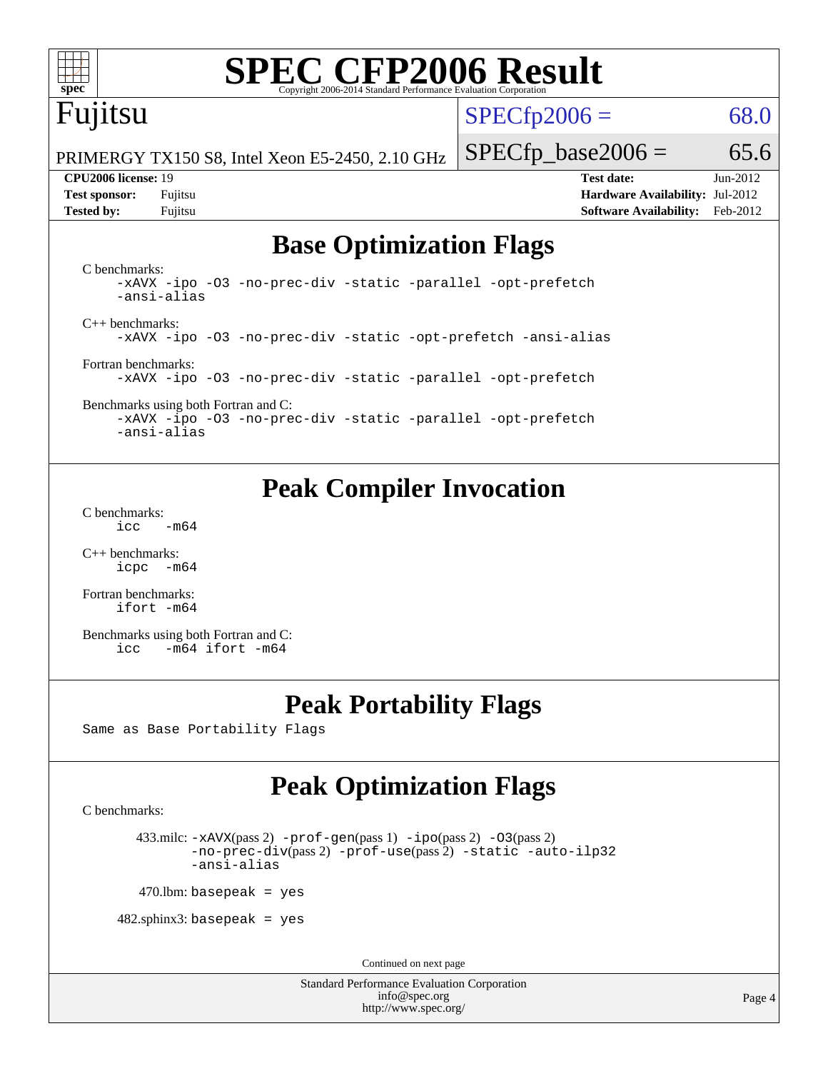# SPEC CFP2006 Result

Copyright 2006-2014 Standard Performance Evaluation Corporation

# Fujitsu

PRIMERGY TX150 S8, Intel Xeon E5-2450, 2.10 GHz

SPECfp2006 = 68.0

SPECfp_base2006 = 65.6

**CPU2006 license:** 19
**Test sponsor:** Fujitsu
**Tested by:** Fujitsu

**Test date:** Jun-2012
**Hardware Availability:** Jul-2012
**Software Availability:** Feb-2012

## Base Optimization Flags

C benchmarks:

```
-xAVX -ipo -O3 -no-prec-div -static -parallel -opt-prefetch
-ansi-alias
```

C++ benchmarks:

```
-xAVX -ipo -O3 -no-prec-div -static -opt-prefetch -ansi-alias
```

Fortran benchmarks:

```
-xAVX -ipo -O3 -no-prec-div -static -parallel -opt-prefetch
```

Benchmarks using both Fortran and C:

```
-xAVX -ipo -O3 -no-prec-div -static -parallel -opt-prefetch
-ansi-alias
```

## Peak Compiler Invocation

C benchmarks:

```
icc   -m64
```

C++ benchmarks:

```
icpc  -m64
```

Fortran benchmarks:

```
ifort -m64
```

Benchmarks using both Fortran and C:

```
icc   -m64 ifort -m64
```

## Peak Portability Flags

Same as Base Portability Flags

## Peak Optimization Flags

C benchmarks:

433.milc: -xAVX(pass 2) -prof-gen(pass 1) -ipo(pass 2) -O3(pass 2) -no-prec-div(pass 2) -prof-use(pass 2) -static -auto-ilp32 -ansi-alias

470.lbm: basepeak = yes

482.sphinx3: basepeak = yes

Continued on next page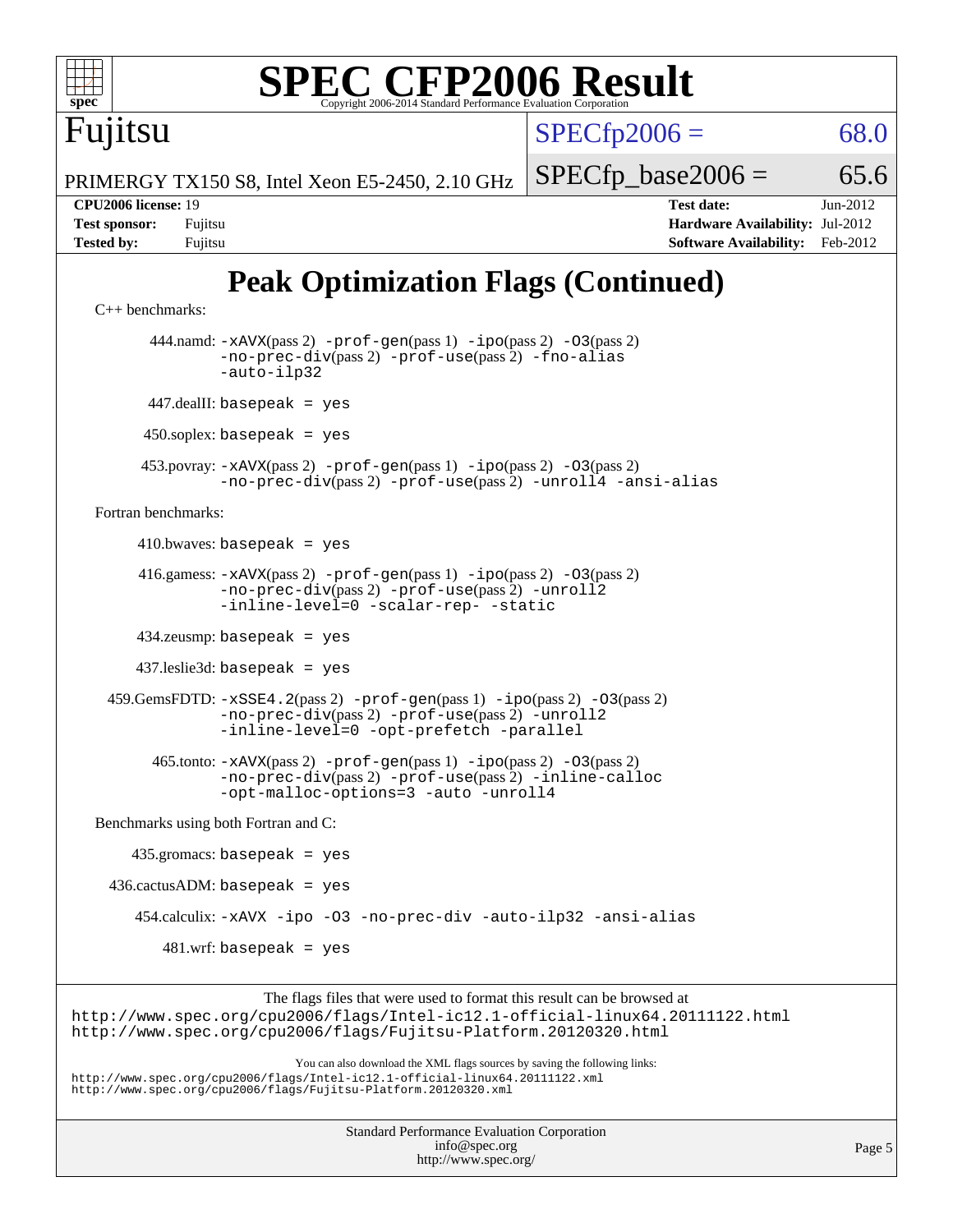# Peak Optimization Flags (Continued)

C++ benchmarks:

444.namd: -xAVX(pass 2) -prof-gen(pass 1) -ipo(pass 2) -O3(pass 2) -no-prec-div(pass 2) -prof-use(pass 2) -fno-alias -auto-ilp32

447.dealII: basepeak = yes

450.soplex: basepeak = yes

453.povray: -xAVX(pass 2) -prof-gen(pass 1) -ipo(pass 2) -O3(pass 2) -no-prec-div(pass 2) -prof-use(pass 2) -unroll4 -ansi-alias

Fortran benchmarks:

410.bwaves: basepeak = yes

416.gamess: -xAVX(pass 2) -prof-gen(pass 1) -ipo(pass 2) -O3(pass 2) -no-prec-div(pass 2) -prof-use(pass 2) -unroll2 -inline-level=0 -scalar-rep- -static

434.zeusmp: basepeak = yes

437.leslie3d: basepeak = yes

459.GemsFDTD: -xSSE4.2(pass 2) -prof-gen(pass 1) -ipo(pass 2) -O3(pass 2) -no-prec-div(pass 2) -prof-use(pass 2) -unroll2 -inline-level=0 -opt-prefetch -parallel

465.tonto: -xAVX(pass 2) -prof-gen(pass 1) -ipo(pass 2) -O3(pass 2) -no-prec-div(pass 2) -prof-use(pass 2) -inline-calloc -opt-malloc-options=3 -auto -unroll4

Benchmarks using both Fortran and C:

435.gromacs: basepeak = yes

436.cactusADM: basepeak = yes

454.calculix: -xAVX -ipo -O3 -no-prec-div -auto-ilp32 -ansi-alias

481.wrf: basepeak = yes

The flags files that were used to format this result can be browsed at
http://www.spec.org/cpu2006/flags/Intel-ic12.1-official-linux64.20111122.html
http://www.spec.org/cpu2006/flags/Fujitsu-Platform.20120320.html

You can also download the XML flags sources by saving the following links:
http://www.spec.org/cpu2006/flags/Intel-ic12.1-official-linux64.20111122.xml
http://www.spec.org/cpu2006/flags/Fujitsu-Platform.20120320.xml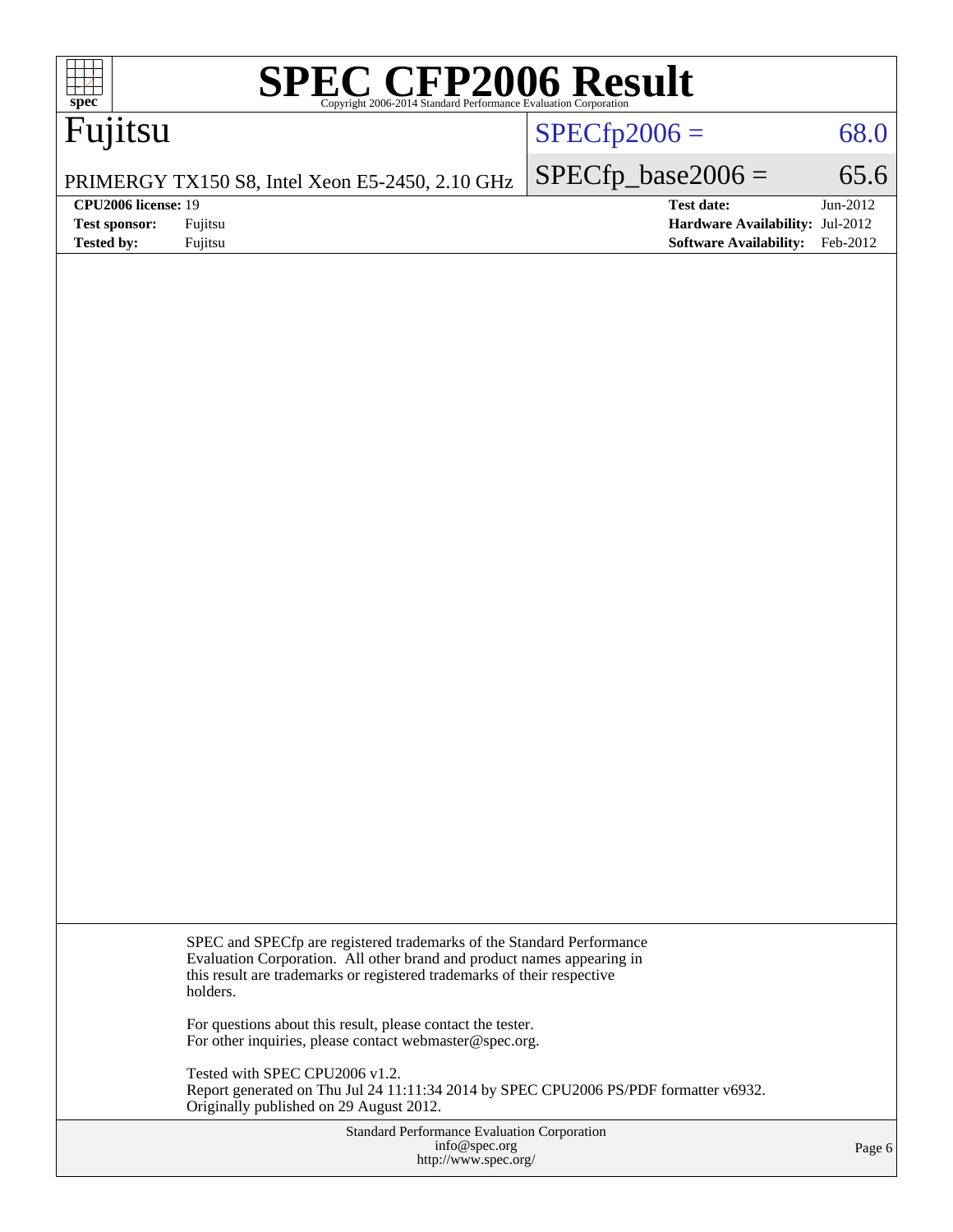# SPEC CFP2006 Result

Copyright 2006-2014 Standard Performance Evaluation Corporation

## Fujitsu

PRIMERGY TX150 S8, Intel Xeon E5-2450, 2.10 GHz

SPECfp2006 = 68.0

SPECfp_base2006 = 65.6

| | | | |
|---|---|---|---|
| **CPU2006 license:** | 19 | **Test date:** | Jun-2012 |
| **Test sponsor:** | Fujitsu | **Hardware Availability:** | Jul-2012 |
| **Tested by:** | Fujitsu | **Software Availability:** | Feb-2012 |

SPEC and SPECfp are registered trademarks of the Standard Performance Evaluation Corporation. All other brand and product names appearing in this result are trademarks or registered trademarks of their respective holders.

For questions about this result, please contact the tester.
For other inquiries, please contact webmaster@spec.org.

Tested with SPEC CPU2006 v1.2.
Report generated on Thu Jul 24 11:11:34 2014 by SPEC CPU2006 PS/PDF formatter v6932.
Originally published on 29 August 2012.